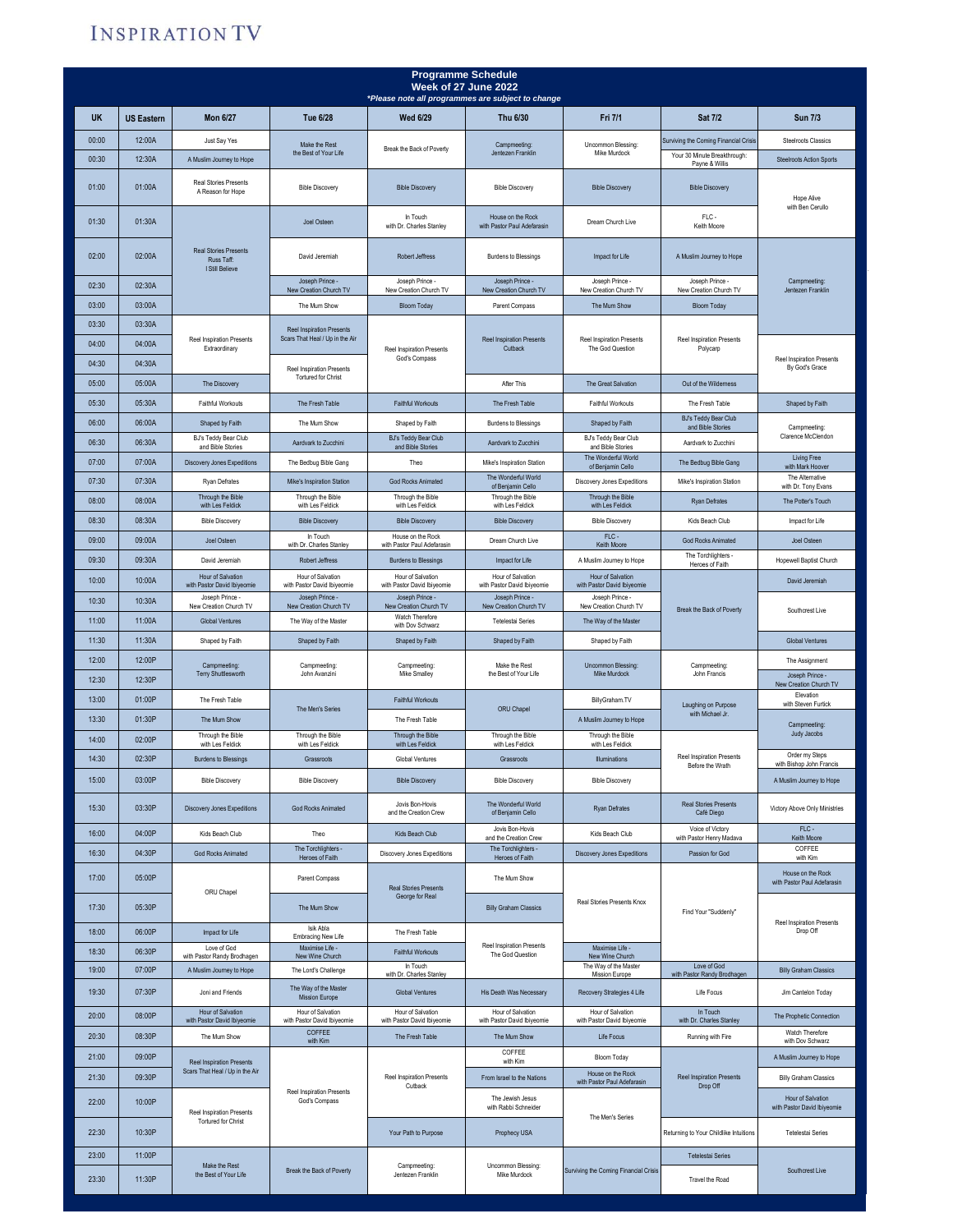# INSPIRATION TV

**Programme Schedule**
**Week of 27 June 2022**
*\*Please note all programmes are subject to change*

| UK | US Eastern | Mon 6/27 | Tue 6/28 | Wed 6/29 | Thu 6/30 | Fri 7/1 | Sat 7/2 | Sun 7/3 |
|---|---|---|---|---|---|---|---|---|
| 00:00 | 12:00A | Just Say Yes | Make the Rest the Best of Your Life | Break the Back of Poverty | Campmeeting: Jentezen Franklin | Uncommon Blessing: Mike Murdock | Surviving the Coming Financial Crisis | Steelroots Classics |
| 00:30 | 12:30A | A Muslim Journey to Hope | | | | | Your 30 Minute Breakthrough: Payne & Willis | Steelroots Action Sports |
| 01:00 | 01:00A | Real Stories Presents A Reason for Hope | Bible Discovery | Bible Discovery | Bible Discovery | Bible Discovery | Bible Discovery | Hope Alive with Ben Cerullo |
| 01:30 | 01:30A | Real Stories Presents Russ Taff: I Still Believe | Joel Osteen | In Touch with Dr. Charles Stanley | House on the Rock with Pastor Paul Adefarasin | Dream Church Live | FLC - Keith Moore | |
| 02:00 | 02:00A | | David Jeremiah | Robert Jeffress | Burdens to Blessings | Impact for Life | A Muslim Journey to Hope | Campmeeting: Jentezen Franklin |
| 02:30 | 02:30A | | Joseph Prince - New Creation Church TV | Joseph Prince - New Creation Church TV | Joseph Prince - New Creation Church TV | Joseph Prince - New Creation Church TV | Joseph Prince - New Creation Church TV | |
| 03:00 | 03:00A | | The Mum Show | Bloom Today | Parent Compass | The Mum Show | Bloom Today | |
| 03:30 | 03:30A | Reel Inspiration Presents Extraordinary | Reel Inspiration Presents Scars That Heal / Up in the Air | Reel Inspiration Presents God's Compass | Reel Inspiration Presents Cutback | Reel Inspiration Presents The God Question | Reel Inspiration Presents Polycarp | |
| 04:00 | 04:00A | | | | | | | Reel Inspiration Presents By God's Grace |
| 04:30 | 04:30A | | Reel Inspiration Presents Tortured for Christ | | | | | |
| 05:00 | 05:00A | The Discovery | | | After This | The Great Salvation | Out of the Wilderness | |
| 05:30 | 05:30A | Faithful Workouts | The Fresh Table | Faithful Workouts | The Fresh Table | Faithful Workouts | The Fresh Table | Shaped by Faith |
| 06:00 | 06:00A | Shaped by Faith | The Mum Show | Shaped by Faith | Burdens to Blessings | Shaped by Faith | BJ's Teddy Bear Club and Bible Stories | Campmeeting: Clarence McClendon |
| 06:30 | 06:30A | BJ's Teddy Bear Club and Bible Stories | Aardvark to Zucchini | BJ's Teddy Bear Club and Bible Stories | Aardvark to Zucchini | BJ's Teddy Bear Club and Bible Stories | Aardvark to Zucchini | |
| 07:00 | 07:00A | Discovery Jones Expeditions | The Bedbug Bible Gang | Theo | Mike's Inspiration Station | The Wonderful World of Benjamin Cello | The Bedbug Bible Gang | Living Free with Mark Hoover |
| 07:30 | 07:30A | Ryan Defrates | Mike's Inspiration Station | God Rocks Animated | The Wonderful World of Benjamin Cello | Discovery Jones Expeditions | Mike's Inspiration Station | The Alternative with Dr. Tony Evans |
| 08:00 | 08:00A | Through the Bible with Les Feldick | Through the Bible with Les Feldick | Through the Bible with Les Feldick | Through the Bible with Les Feldick | Through the Bible with Les Feldick | Ryan Defrates | The Potter's Touch |
| 08:30 | 08:30A | Bible Discovery | Bible Discovery | Bible Discovery | Bible Discovery | Bible Discovery | Kids Beach Club | Impact for Life |
| 09:00 | 09:00A | Joel Osteen | In Touch with Dr. Charles Stanley | House on the Rock with Pastor Paul Adefarasin | Dream Church Live | FLC - Keith Moore | God Rocks Animated | Joel Osteen |
| 09:30 | 09:30A | David Jeremiah | Robert Jeffress | Burdens to Blessings | Impact for Life | A Muslim Journey to Hope | The Torchlighters - Heroes of Faith | Hopewell Baptist Church |
| 10:00 | 10:00A | Hour of Salvation with Pastor David Ibiyeomie | Hour of Salvation with Pastor David Ibiyeomie | Hour of Salvation with Pastor David Ibiyeomie | Hour of Salvation with Pastor David Ibiyeomie | Hour of Salvation with Pastor David Ibiyeomie | Break the Back of Poverty | David Jeremiah |
| 10:30 | 10:30A | Joseph Prince - New Creation Church TV | Joseph Prince - New Creation Church TV | Joseph Prince - New Creation Church TV | Joseph Prince - New Creation Church TV | Joseph Prince - New Creation Church TV | | Southcrest Live |
| 11:00 | 11:00A | Global Ventures | The Way of the Master | Watch Therefore with Dov Schwarz | Tetelestai Series | The Way of the Master | | |
| 11:30 | 11:30A | Shaped by Faith | Shaped by Faith | Shaped by Faith | Shaped by Faith | Shaped by Faith | | Global Ventures |
| 12:00 | 12:00P | Campmeeting: Terry Shuttlesworth | Campmeeting: John Avanzini | Campmeeting: Mike Smalley | Make the Rest the Best of Your Life | Uncommon Blessing: Mike Murdock | Campmeeting: John Francis | The Assignment |
| 12:30 | 12:30P | | | | | | | Joseph Prince - New Creation Church TV |
| 13:00 | 01:00P | The Fresh Table | The Men's Series | Faithful Workouts | ORU Chapel | BillyGraham.TV | Laughing on Purpose with Michael Jr. | Elevation with Steven Furtick |
| 13:30 | 01:30P | The Mum Show | | The Fresh Table | | A Muslim Journey to Hope | | Campmeeting: Judy Jacobs |
| 14:00 | 02:00P | Through the Bible with Les Feldick | Through the Bible with Les Feldick | Through the Bible with Les Feldick | Through the Bible with Les Feldick | Through the Bible with Les Feldick | Reel Inspiration Presents Before the Wrath | |
| 14:30 | 02:30P | Burdens to Blessings | Grassroots | Global Ventures | Grassroots | Illuminations | | Order my Steps with Bishop John Francis |
| 15:00 | 03:00P | Bible Discovery | Bible Discovery | Bible Discovery | Bible Discovery | Bible Discovery | | A Muslim Journey to Hope |
| 15:30 | 03:30P | Discovery Jones Expeditions | God Rocks Animated | Jovis Bon-Hovis and the Creation Crew | The Wonderful World of Benjamin Cello | Ryan Defrates | Real Stories Presents Café Diego | Victory Above Only Ministries |
| 16:00 | 04:00P | Kids Beach Club | Theo | Kids Beach Club | Jovis Bon-Hovis and the Creation Crew | Kids Beach Club | Voice of Victory with Pastor Henry Madava | FLC - Keith Moore |
| 16:30 | 04:30P | God Rocks Animated | The Torchlighters - Heroes of Faith | Discovery Jones Expeditions | The Torchlighters - Heroes of Faith | Discovery Jones Expeditions | Passion for God | COFFEE with Kim |
| 17:00 | 05:00P | ORU Chapel | Parent Compass | Real Stories Presents George for Real | The Mum Show | Real Stories Presents Knox | Find Your "Suddenly" | House on the Rock with Pastor Paul Adefarasin |
| 17:30 | 05:30P | | The Mum Show | | Billy Graham Classics | | | Reel Inspiration Presents Drop Off |
| 18:00 | 06:00P | Impact for Life | Isik Abla Embracing New Life | The Fresh Table | Reel Inspiration Presents The God Question | | | |
| 18:30 | 06:30P | Love of God with Pastor Randy Brodhagen | Maximise Life - New Wine Church | Faithful Workouts | | Maximise Life - New Wine Church | | |
| 19:00 | 07:00P | A Muslim Journey to Hope | The Lord's Challenge | In Touch with Dr. Charles Stanley | | The Way of the Master Mission Europe | Love of God with Pastor Randy Brodhagen | Billy Graham Classics |
| 19:30 | 07:30P | Joni and Friends | The Way of the Master Mission Europe | Global Ventures | His Death Was Necessary | Recovery Strategies 4 Life | Life Focus | Jim Cantelon Today |
| 20:00 | 08:00P | Hour of Salvation with Pastor David Ibiyeomie | Hour of Salvation with Pastor David Ibiyeomie | Hour of Salvation with Pastor David Ibiyeomie | Hour of Salvation with Pastor David Ibiyeomie | Hour of Salvation with Pastor David Ibiyeomie | In Touch with Dr. Charles Stanley | The Prophetic Connection |
| 20:30 | 08:30P | The Mum Show | COFFEE with Kim | The Fresh Table | The Mum Show | Life Focus | Running with Fire | Watch Therefore with Dov Schwarz |
| 21:00 | 09:00P | Reel Inspiration Presents Scars That Heal / Up in the Air | Reel Inspiration Presents God's Compass | Reel Inspiration Presents Cutback | COFFEE with Kim | Bloom Today | Reel Inspiration Presents Drop Off | A Muslim Journey to Hope |
| 21:30 | 09:30P | | | | From Israel to the Nations | House on the Rock with Pastor Paul Adefarasin | | Billy Graham Classics |
| 22:00 | 10:00P | Reel Inspiration Presents Tortured for Christ | | | The Jewish Jesus with Rabbi Schneider | The Men's Series | | Hour of Salvation with Pastor David Ibiyeomie |
| 22:30 | 10:30P | | | Your Path to Purpose | Prophecy USA | | Returning to Your Childlike Intuitions | Tetelestai Series |
| 23:00 | 11:00P | Make the Rest the Best of Your Life | Break the Back of Poverty | Campmeeting: Jentezen Franklin | Uncommon Blessing: Mike Murdock | Surviving the Coming Financial Crisis | Tetelestai Series | Southcrest Live |
| 23:30 | 11:30P | | | | | | Travel the Road | |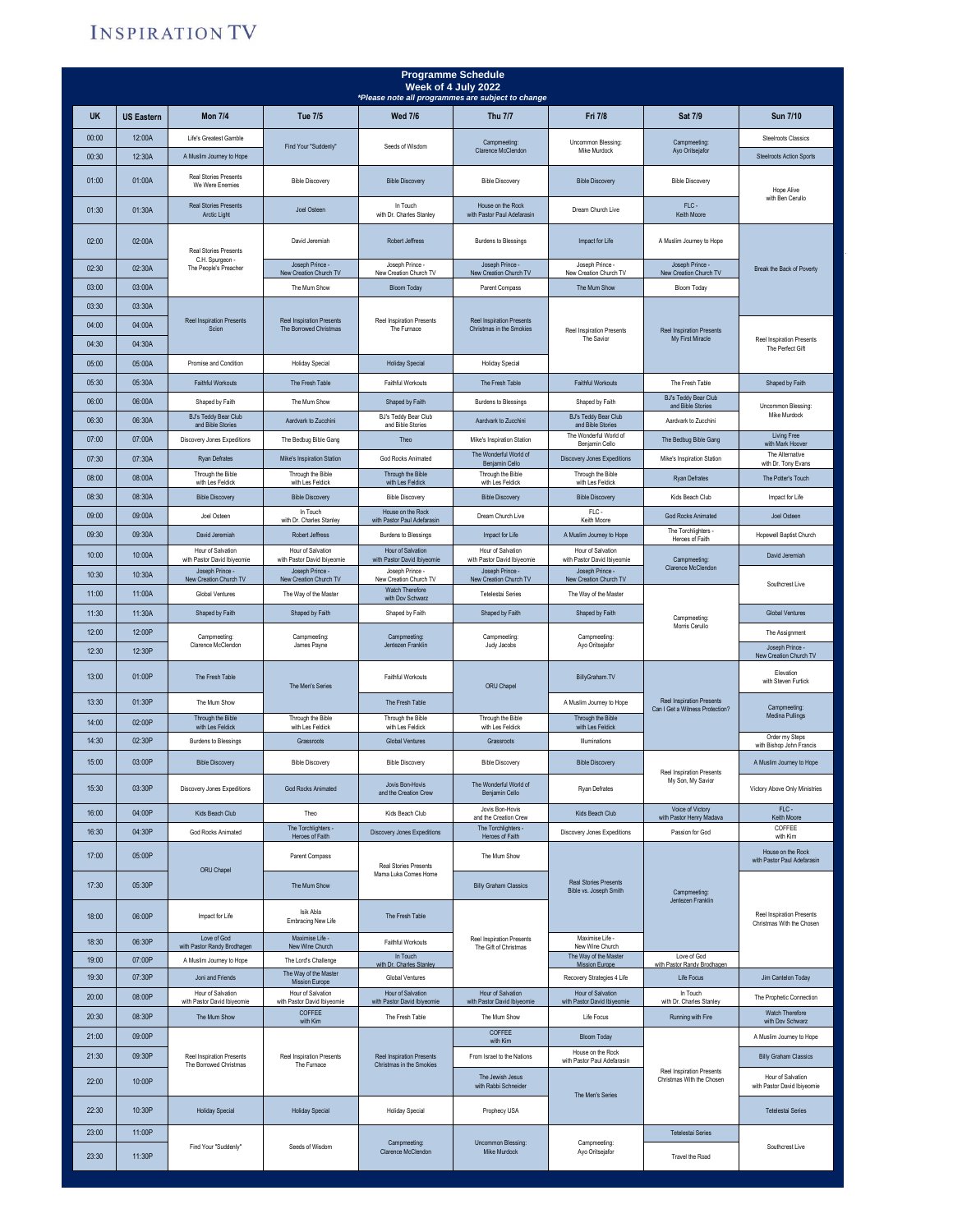# INSPIRATION TV

## Programme Schedule
### Week of 4 July 2022
*\*Please note all programmes are subject to change*

| UK | US Eastern | Mon 7/4 | Tue 7/5 | Wed 7/6 | Thu 7/7 | Fri 7/8 | Sat 7/9 | Sun 7/10 |
|---|---|---|---|---|---|---|---|---|
| 00:00 | 12:00A | Life's Greatest Gamble | Find Your "Suddenly" | Seeds of Wisdom | Campmeeting: Clarence McClendon | Uncommon Blessing: Mike Murdock | Campmeeting: Ayo Oritsejafor | Steelroots Classics |
| 00:30 | 12:30A | A Muslim Journey to Hope | | | | | | Steelroots Action Sports |
| 01:00 | 01:00A | Real Stories Presents We Were Enemies | Bible Discovery | Bible Discovery | Bible Discovery | Bible Discovery | Bible Discovery | Hope Alive with Ben Cerullo |
| 01:30 | 01:30A | Real Stories Presents Arctic Light | Joel Osteen | In Touch with Dr. Charles Stanley | House on the Rock with Pastor Paul Adefarasin | Dream Church Live | FLC - Keith Moore | |
| 02:00 | 02:00A | Real Stories Presents C.H. Spurgeon - The People's Preacher | David Jeremiah | Robert Jeffress | Burdens to Blessings | Impact for Life | A Muslim Journey to Hope | Break the Back of Poverty |
| 02:30 | 02:30A | | Joseph Prince - New Creation Church TV | Joseph Prince - New Creation Church TV | Joseph Prince - New Creation Church TV | Joseph Prince - New Creation Church TV | Joseph Prince - New Creation Church TV | |
| 03:00 | 03:00A | | The Mum Show | Bloom Today | Parent Compass | The Mum Show | Bloom Today | |
| 03:30 | 03:30A | Reel Inspiration Presents Scion | Reel Inspiration Presents The Borrowed Christmas | Reel Inspiration Presents The Furnace | Reel Inspiration Presents Christmas in the Smokies | Reel Inspiration Presents The Savior | Reel Inspiration Presents My First Miracle | |
| 04:00 | 04:00A | | | | | | | Reel Inspiration Presents The Perfect Gift |
| 04:30 | 04:30A | | | | | | | |
| 05:00 | 05:00A | Promise and Condition | Holiday Special | Holiday Special | Holiday Special | | | |
| 05:30 | 05:30A | Faithful Workouts | The Fresh Table | Faithful Workouts | The Fresh Table | Faithful Workouts | The Fresh Table | Shaped by Faith |
| 06:00 | 06:00A | Shaped by Faith | The Mum Show | Shaped by Faith | Burdens to Blessings | Shaped by Faith | BJ's Teddy Bear Club and Bible Stories | Uncommon Blessing: Mike Murdock |
| 06:30 | 06:30A | BJ's Teddy Bear Club and Bible Stories | Aardvark to Zucchini | BJ's Teddy Bear Club and Bible Stories | Aardvark to Zucchini | BJ's Teddy Bear Club and Bible Stories | Aardvark to Zucchini | |
| 07:00 | 07:00A | Discovery Jones Expeditions | The Bedbug Bible Gang | Theo | Mike's Inspiration Station | The Wonderful World of Benjamin Cello | The Bedbug Bible Gang | Living Free with Mark Hoover |
| 07:30 | 07:30A | Ryan Defrates | Mike's Inspiration Station | God Rocks Animated | The Wonderful World of Benjamin Cello | Discovery Jones Expeditions | Mike's Inspiration Station | The Alternative with Dr. Tony Evans |
| 08:00 | 08:00A | Through the Bible with Les Feldick | Through the Bible with Les Feldick | Through the Bible with Les Feldick | Through the Bible with Les Feldick | Through the Bible with Les Feldick | Ryan Defrates | The Potter's Touch |
| 08:30 | 08:30A | Bible Discovery | Bible Discovery | Bible Discovery | Bible Discovery | Bible Discovery | Kids Beach Club | Impact for Life |
| 09:00 | 09:00A | Joel Osteen | In Touch with Dr. Charles Stanley | House on the Rock with Pastor Paul Adefarasin | Dream Church Live | FLC - Keith Moore | God Rocks Animated | Joel Osteen |
| 09:30 | 09:30A | David Jeremiah | Robert Jeffress | Burdens to Blessings | Impact for Life | A Muslim Journey to Hope | The Torchlighters - Heroes of Faith | Hopewell Baptist Church |
| 10:00 | 10:00A | Hour of Salvation with Pastor David Ibiyeomie | Hour of Salvation with Pastor David Ibiyeomie | Hour of Salvation with Pastor David Ibiyeomie | Hour of Salvation with Pastor David Ibiyeomie | Hour of Salvation with Pastor David Ibiyeomie | Campmeeting: Clarence McClendon | David Jeremiah |
| 10:30 | 10:30A | Joseph Prince - New Creation Church TV | Joseph Prince - New Creation Church TV | Joseph Prince - New Creation Church TV | Joseph Prince - New Creation Church TV | Joseph Prince - New Creation Church TV | | Southcrest Live |
| 11:00 | 11:00A | Global Ventures | The Way of the Master | Watch Therefore with Dov Schwarz | Telelestai Series | The Way of the Master | Campmeeting: Morris Cerullo | |
| 11:30 | 11:30A | Shaped by Faith | Shaped by Faith | Shaped by Faith | Shaped by Faith | Shaped by Faith | | Global Ventures |
| 12:00 | 12:00P | Campmeeting: Clarence McClendon | Campmeeting: James Payne | Campmeeting: Jentezen Franklin | Campmeeting: Judy Jacobs | Campmeeting: Ayo Oritsejafor | | The Assignment |
| 12:30 | 12:30P | | | | | | | Joseph Prince - New Creation Church TV |
| 13:00 | 01:00P | The Fresh Table | The Men's Series | Faithful Workouts | ORU Chapel | BillyGraham.TV | Reel Inspiration Presents Can I Get a Witness Protection? | Elevation with Steven Furtick |
| 13:30 | 01:30P | The Mum Show | | The Fresh Table | | A Muslim Journey to Hope | | Campmeeting: Medina Pullings |
| 14:00 | 02:00P | Through the Bible with Les Feldick | Through the Bible with Les Feldick | Through the Bible with Les Feldick | Through the Bible with Les Feldick | Through the Bible with Les Feldick | | |
| 14:30 | 02:30P | Burdens to Blessings | Grassroots | Global Ventures | Grassroots | Illuminations | | Order my Steps with Bishop John Francis |
| 15:00 | 03:00P | Bible Discovery | Bible Discovery | Bible Discovery | Bible Discovery | Bible Discovery | Reel Inspiration Presents My Son, My Savior | A Muslim Journey to Hope |
| 15:30 | 03:30P | Discovery Jones Expeditions | God Rocks Animated | Jovis Bon-Hovis and the Creation Crew | The Wonderful World of Benjamin Cello | Ryan Defrates | | Victory Above Only Ministries |
| 16:00 | 04:00P | Kids Beach Club | Theo | Kids Beach Club | Jovis Bon-Hovis and the Creation Crew | Kids Beach Club | Voice of Victory with Pastor Henry Madava | FLC - Keith Moore |
| 16:30 | 04:30P | God Rocks Animated | The Torchlighters - Heroes of Faith | Discovery Jones Expeditions | The Torchlighters - Heroes of Faith | Discovery Jones Expeditions | Passion for God | COFFEE with Kim |
| 17:00 | 05:00P | ORU Chapel | Parent Compass | Real Stories Presents Mama Luka Comes Home | The Mum Show | Real Stories Presents Bible vs. Joseph Smith | Campmeeting: Jentezen Franklin | House on the Rock with Pastor Paul Adefarasin |
| 17:30 | 05:30P | | The Mum Show | | Billy Graham Classics | | | Reel Inspiration Presents Christmas With the Chosen |
| 18:00 | 06:00P | Impact for Life | Isik Abla Embracing New Life | The Fresh Table | Reel Inspiration Presents The Gift of Christmas | | | |
| 18:30 | 06:30P | Love of God with Pastor Randy Brodhagen | Maximise Life - New Wine Church | Faithful Workouts | | Maximise Life - New Wine Church | | |
| 19:00 | 07:00P | A Muslim Journey to Hope | The Lord's Challenge | In Touch with Dr. Charles Stanley | | The Way of the Master Mission Europe | Love of God with Pastor Randy Brodhagen | |
| 19:30 | 07:30P | Joni and Friends | The Way of the Master Mission Europe | Global Ventures | | Recovery Strategies 4 Life | Life Focus | Jim Cantelon Today |
| 20:00 | 08:00P | Hour of Salvation with Pastor David Ibiyeomie | Hour of Salvation with Pastor David Ibiyeomie | Hour of Salvation with Pastor David Ibiyeomie | Hour of Salvation with Pastor David Ibiyeomie | Hour of Salvation with Pastor David Ibiyeomie | In Touch with Dr. Charles Stanley | The Prophetic Connection |
| 20:30 | 08:30P | The Mum Show | COFFEE with Kim | The Fresh Table | The Mum Show | Life Focus | Running with Fire | Watch Therefore with Dov Schwarz |
| 21:00 | 09:00P | Reel Inspiration Presents The Borrowed Christmas | Reel Inspiration Presents The Furnace | Reel Inspiration Presents Christmas in the Smokies | COFFEE with Kim | Bloom Today | Reel Inspiration Presents Christmas With the Chosen | A Muslim Journey to Hope |
| 21:30 | 09:30P | | | | From Israel to the Nations | House on the Rock with Pastor Paul Adefarasin | | Billy Graham Classics |
| 22:00 | 10:00P | | | | The Jewish Jesus with Rabbi Schneider | The Men's Series | | Hour of Salvation with Pastor David Ibiyeomie |
| 22:30 | 10:30P | Holiday Special | Holiday Special | Holiday Special | Prophecy USA | | | Telelestai Series |
| 23:00 | 11:00P | Find Your "Suddenly" | Seeds of Wisdom | Campmeeting: Clarence McClendon | Uncommon Blessing: Mike Murdock | Campmeeting: Ayo Oritsejafor | Telelestai Series | Southcrest Live |
| 23:30 | 11:30P | | | | | | Travel the Road | |